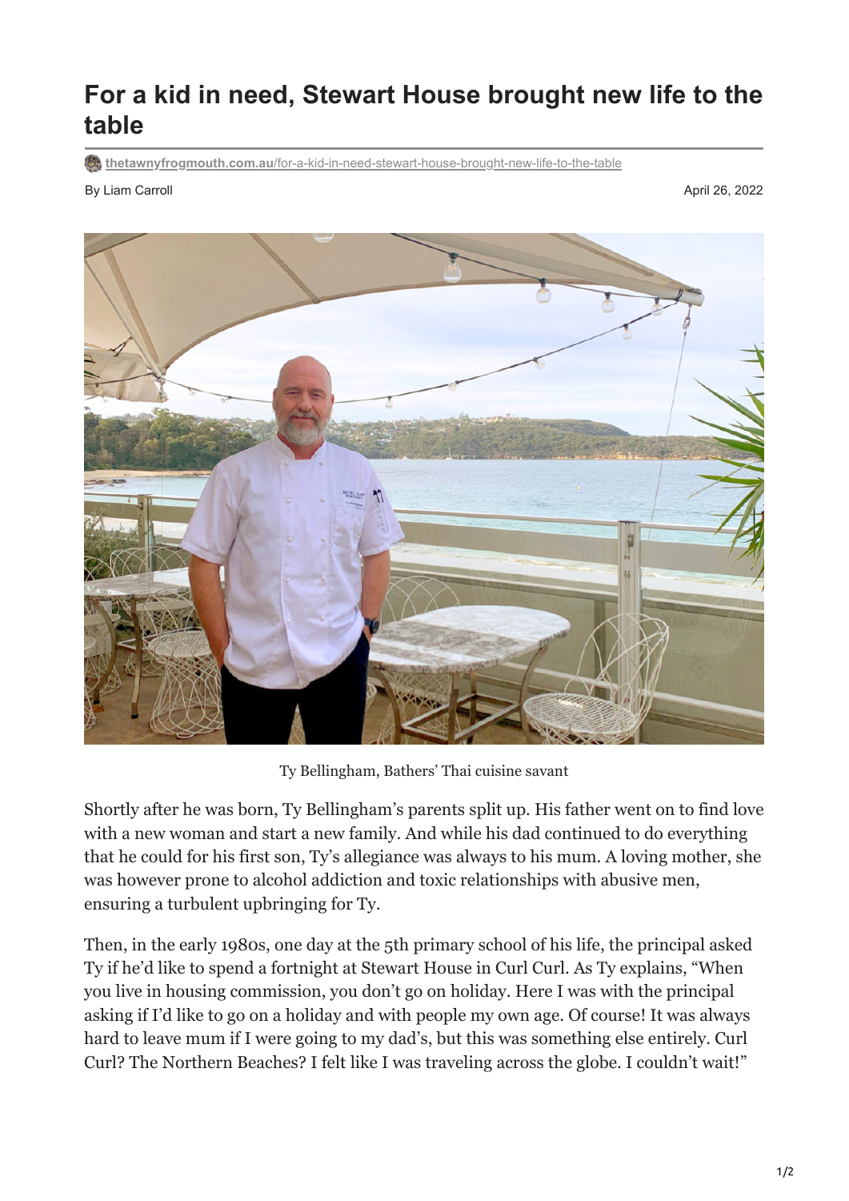# For a kid in need, Stewart House brought new life to the table

thetawnyfrogmouth.com.au/for-a-kid-in-need-stewart-house-brought-new-life-to-the-table

By Liam Carroll

April 26, 2022

Ty Bellingham, Bathers' Thai cuisine savant

Shortly after he was born, Ty Bellingham's parents split up. His father went on to find love with a new woman and start a new family. And while his dad continued to do everything that he could for his first son, Ty's allegiance was always to his mum. A loving mother, she was however prone to alcohol addiction and toxic relationships with abusive men, ensuring a turbulent upbringing for Ty.

Then, in the early 1980s, one day at the 5th primary school of his life, the principal asked Ty if he'd like to spend a fortnight at Stewart House in Curl Curl. As Ty explains, "When you live in housing commission, you don't go on holiday. Here I was with the principal asking if I'd like to go on a holiday and with people my own age. Of course! It was always hard to leave mum if I were going to my dad's, but this was something else entirely. Curl Curl? The Northern Beaches? I felt like I was traveling across the globe. I couldn't wait!"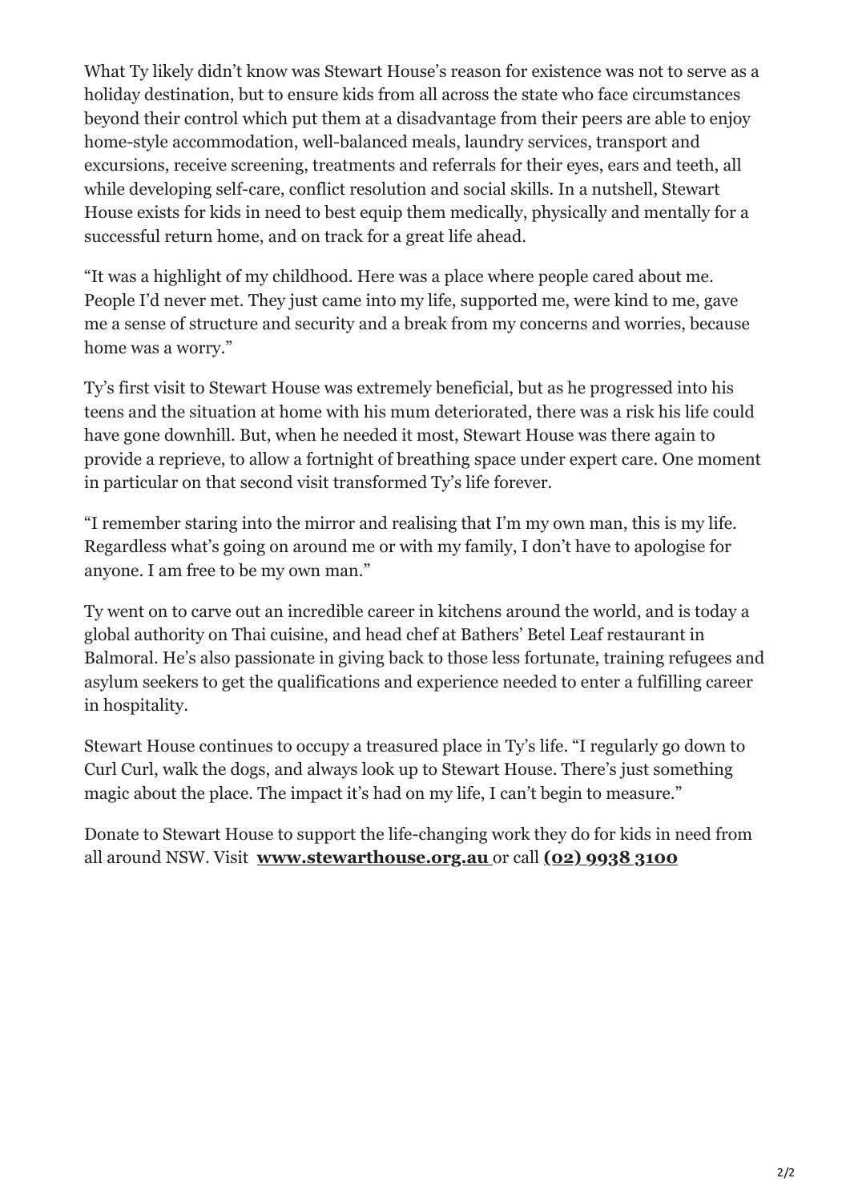What Ty likely didn't know was Stewart House's reason for existence was not to serve as a holiday destination, but to ensure kids from all across the state who face circumstances beyond their control which put them at a disadvantage from their peers are able to enjoy home-style accommodation, well-balanced meals, laundry services, transport and excursions, receive screening, treatments and referrals for their eyes, ears and teeth, all while developing self-care, conflict resolution and social skills. In a nutshell, Stewart House exists for kids in need to best equip them medically, physically and mentally for a successful return home, and on track for a great life ahead.

"It was a highlight of my childhood. Here was a place where people cared about me. People I'd never met. They just came into my life, supported me, were kind to me, gave me a sense of structure and security and a break from my concerns and worries, because home was a worry."

Ty's first visit to Stewart House was extremely beneficial, but as he progressed into his teens and the situation at home with his mum deteriorated, there was a risk his life could have gone downhill. But, when he needed it most, Stewart House was there again to provide a reprieve, to allow a fortnight of breathing space under expert care. One moment in particular on that second visit transformed Ty's life forever.

"I remember staring into the mirror and realising that I'm my own man, this is my life. Regardless what's going on around me or with my family, I don't have to apologise for anyone. I am free to be my own man."

Ty went on to carve out an incredible career in kitchens around the world, and is today a global authority on Thai cuisine, and head chef at Bathers' Betel Leaf restaurant in Balmoral. He's also passionate in giving back to those less fortunate, training refugees and asylum seekers to get the qualifications and experience needed to enter a fulfilling career in hospitality.

Stewart House continues to occupy a treasured place in Ty's life. "I regularly go down to Curl Curl, walk the dogs, and always look up to Stewart House. There's just something magic about the place. The impact it's had on my life, I can't begin to measure."

Donate to Stewart House to support the life-changing work they do for kids in need from all around NSW. Visit **www.stewarthouse.org.au** or call **(02) 9938 3100**